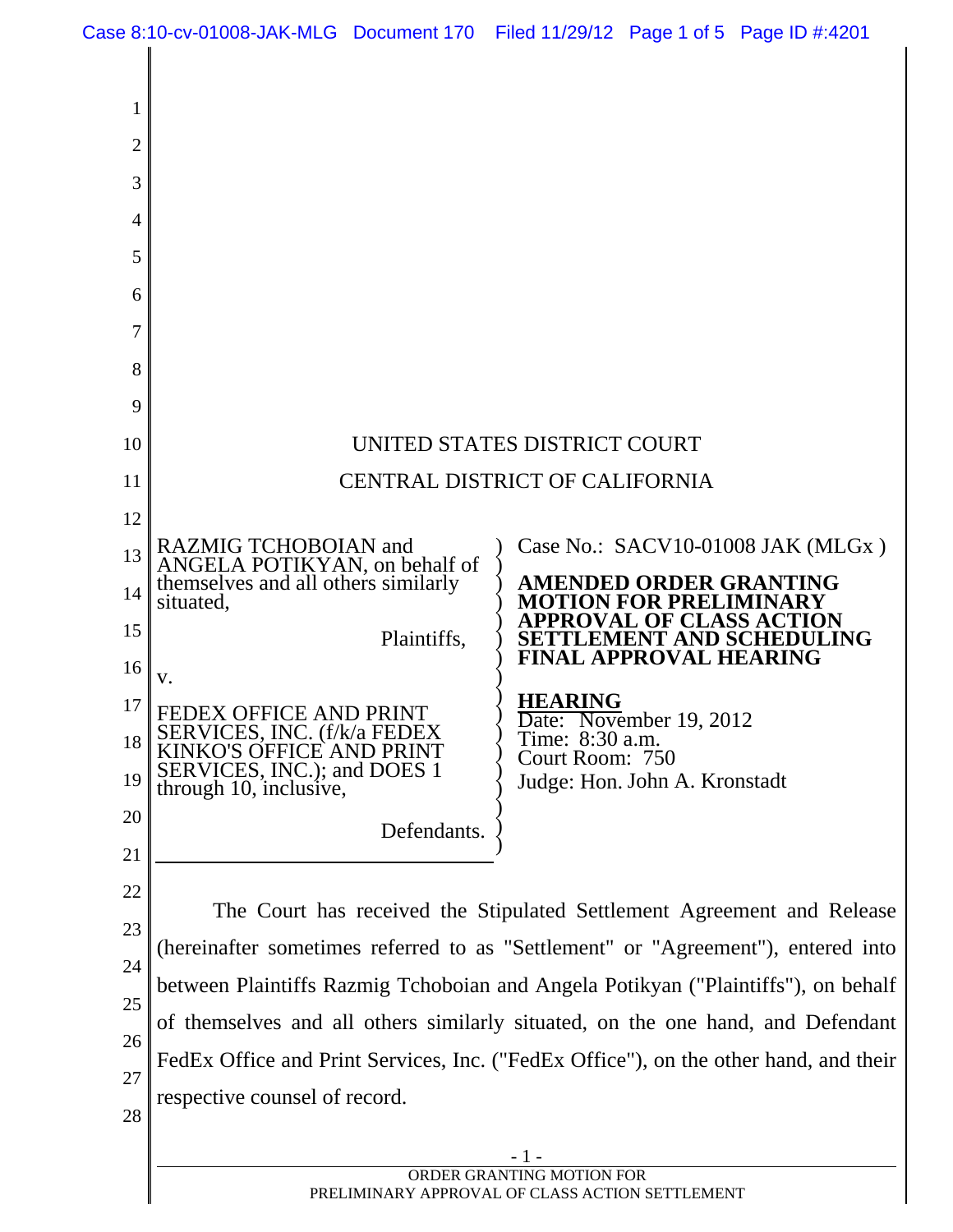UNITED STATES DISTRICT COURT

CENTRAL DISTRICT OF CALIFORNIA

| | |
|---|---|
| RAZMIG TCHOBOIAN and ANGELA POTIKYAN, on behalf of themselves and all others similarly situated,<br><br>Plaintiffs,<br><br>v.<br><br>FEDEX OFFICE AND PRINT SERVICES, INC. (f/k/a FEDEX KINKO'S OFFICE AND PRINT SERVICES, INC.); and DOES 1 through 10, inclusive,<br><br>Defendants. | Case No.: SACV10-01008 JAK (MLGx )<br><br>**AMENDED ORDER GRANTING MOTION FOR PRELIMINARY APPROVAL OF CLASS ACTION SETTLEMENT AND SCHEDULING FINAL APPROVAL HEARING**<br><br>**HEARING**<br>Date: November 19, 2012<br>Time: 8:30 a.m.<br>Court Room: 750<br>Judge: Hon. John A. Kronstadt |

The Court has received the Stipulated Settlement Agreement and Release (hereinafter sometimes referred to as "Settlement" or "Agreement"), entered into between Plaintiffs Razmig Tchoboian and Angela Potikyan ("Plaintiffs"), on behalf of themselves and all others similarly situated, on the one hand, and Defendant FedEx Office and Print Services, Inc. ("FedEx Office"), on the other hand, and their respective counsel of record.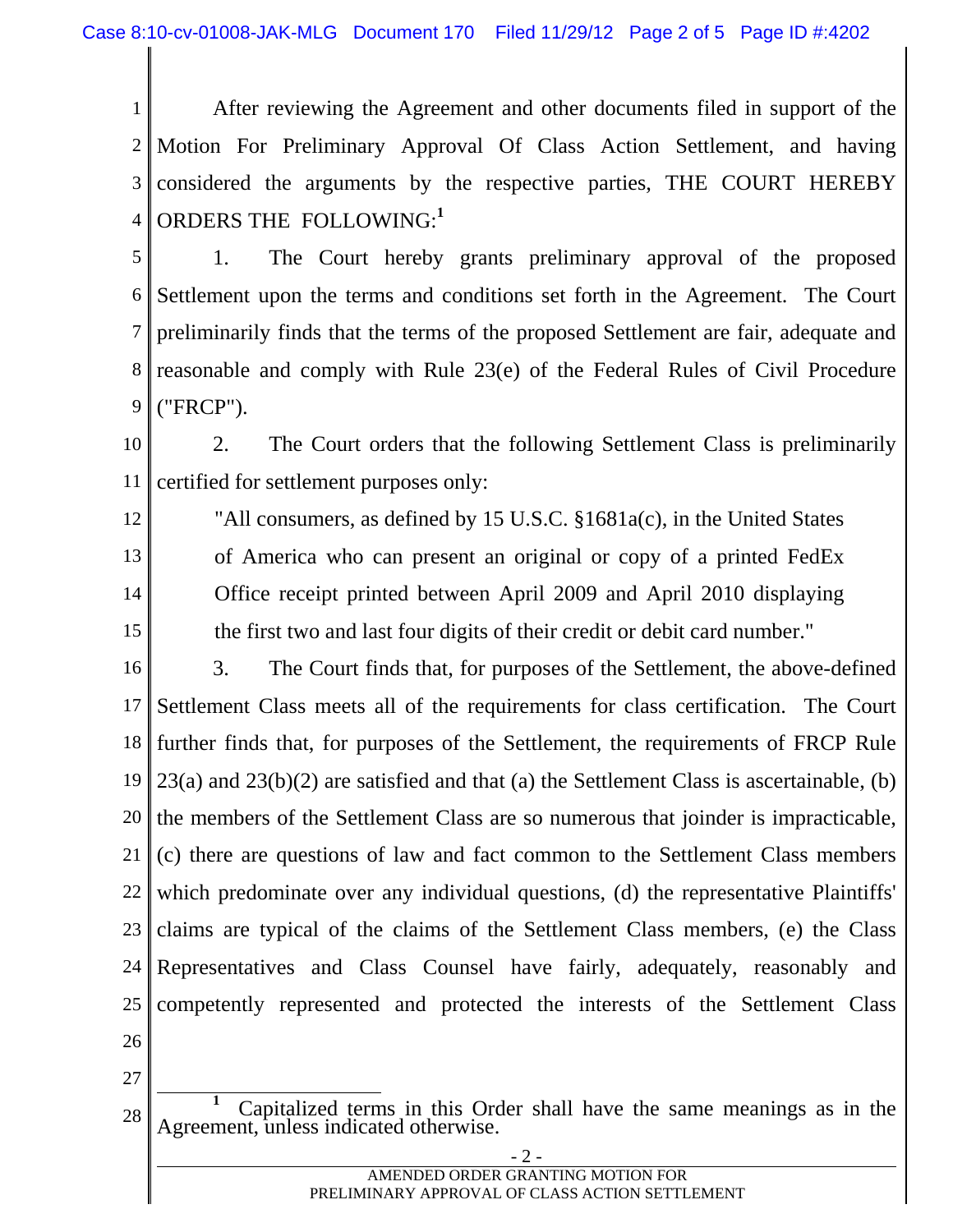After reviewing the Agreement and other documents filed in support of the Motion For Preliminary Approval Of Class Action Settlement, and having considered the arguments by the respective parties, THE COURT HEREBY ORDERS THE FOLLOWING:[1]

1. The Court hereby grants preliminary approval of the proposed Settlement upon the terms and conditions set forth in the Agreement. The Court preliminarily finds that the terms of the proposed Settlement are fair, adequate and reasonable and comply with Rule 23(e) of the Federal Rules of Civil Procedure ("FRCP").

2. The Court orders that the following Settlement Class is preliminarily certified for settlement purposes only:

> "All consumers, as defined by 15 U.S.C. §1681a(c), in the United States of America who can present an original or copy of a printed FedEx Office receipt printed between April 2009 and April 2010 displaying the first two and last four digits of their credit or debit card number."

3. The Court finds that, for purposes of the Settlement, the above-defined Settlement Class meets all of the requirements for class certification. The Court further finds that, for purposes of the Settlement, the requirements of FRCP Rule 23(a) and 23(b)(2) are satisfied and that (a) the Settlement Class is ascertainable, (b) the members of the Settlement Class are so numerous that joinder is impracticable, (c) there are questions of law and fact common to the Settlement Class members which predominate over any individual questions, (d) the representative Plaintiffs' claims are typical of the claims of the Settlement Class members, (e) the Class Representatives and Class Counsel have fairly, adequately, reasonably and competently represented and protected the interests of the Settlement Class

[1] Capitalized terms in this Order shall have the same meanings as in the Agreement, unless indicated otherwise.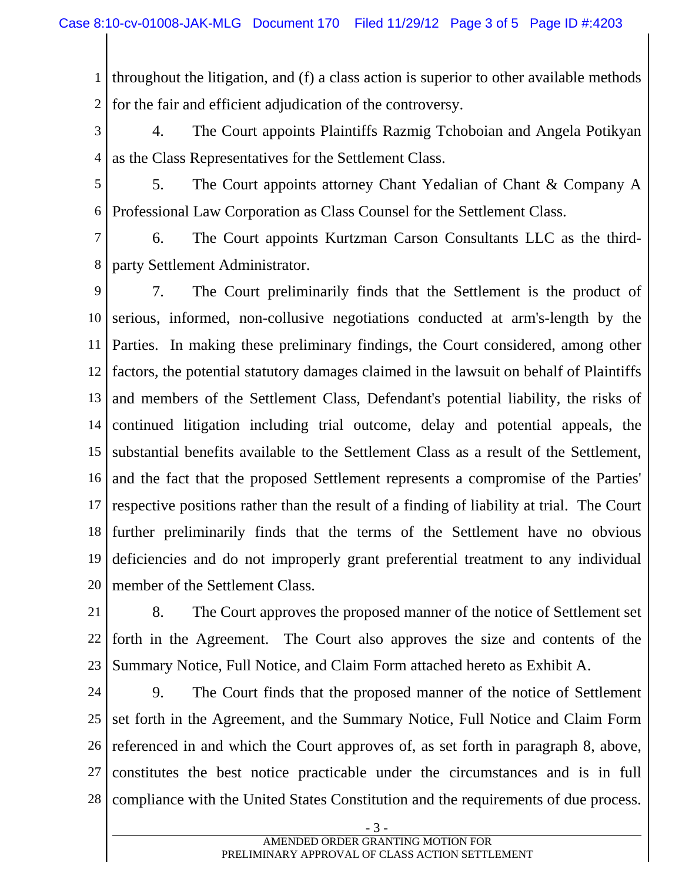throughout the litigation, and (f) a class action is superior to other available methods for the fair and efficient adjudication of the controversy.

4. The Court appoints Plaintiffs Razmig Tchoboian and Angela Potikyan as the Class Representatives for the Settlement Class.

5. The Court appoints attorney Chant Yedalian of Chant & Company A Professional Law Corporation as Class Counsel for the Settlement Class.

6. The Court appoints Kurtzman Carson Consultants LLC as the third-party Settlement Administrator.

7. The Court preliminarily finds that the Settlement is the product of serious, informed, non-collusive negotiations conducted at arm's-length by the Parties. In making these preliminary findings, the Court considered, among other factors, the potential statutory damages claimed in the lawsuit on behalf of Plaintiffs and members of the Settlement Class, Defendant's potential liability, the risks of continued litigation including trial outcome, delay and potential appeals, the substantial benefits available to the Settlement Class as a result of the Settlement, and the fact that the proposed Settlement represents a compromise of the Parties' respective positions rather than the result of a finding of liability at trial. The Court further preliminarily finds that the terms of the Settlement have no obvious deficiencies and do not improperly grant preferential treatment to any individual member of the Settlement Class.

8. The Court approves the proposed manner of the notice of Settlement set forth in the Agreement. The Court also approves the size and contents of the Summary Notice, Full Notice, and Claim Form attached hereto as Exhibit A.

9. The Court finds that the proposed manner of the notice of Settlement set forth in the Agreement, and the Summary Notice, Full Notice and Claim Form referenced in and which the Court approves of, as set forth in paragraph 8, above, constitutes the best notice practicable under the circumstances and is in full compliance with the United States Constitution and the requirements of due process.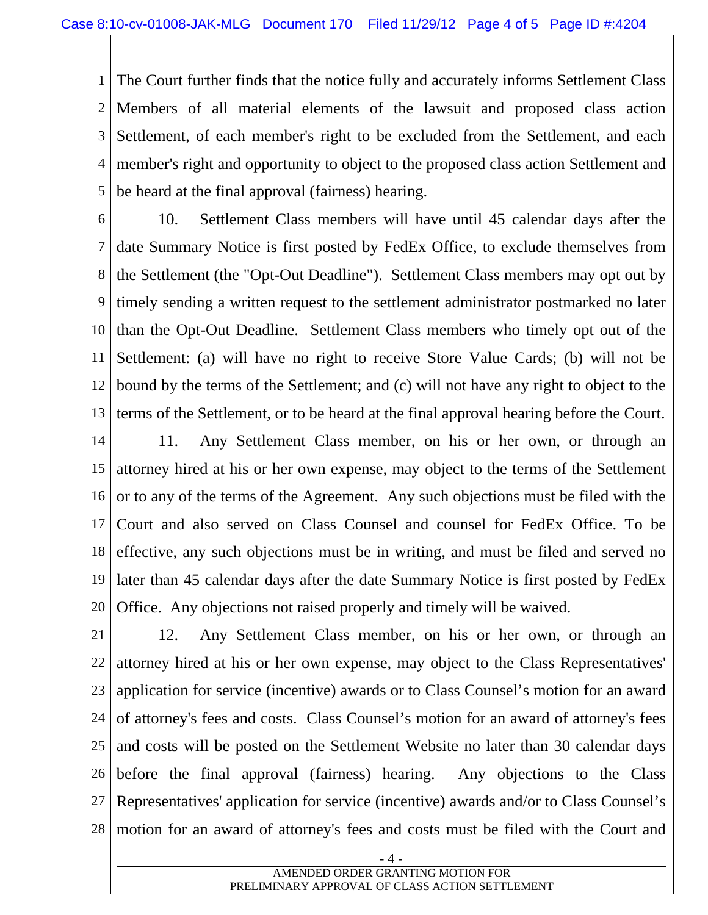The Court further finds that the notice fully and accurately informs Settlement Class Members of all material elements of the lawsuit and proposed class action Settlement, of each member's right to be excluded from the Settlement, and each member's right and opportunity to object to the proposed class action Settlement and be heard at the final approval (fairness) hearing.

10. Settlement Class members will have until 45 calendar days after the date Summary Notice is first posted by FedEx Office, to exclude themselves from the Settlement (the "Opt-Out Deadline"). Settlement Class members may opt out by timely sending a written request to the settlement administrator postmarked no later than the Opt-Out Deadline. Settlement Class members who timely opt out of the Settlement: (a) will have no right to receive Store Value Cards; (b) will not be bound by the terms of the Settlement; and (c) will not have any right to object to the terms of the Settlement, or to be heard at the final approval hearing before the Court.

11. Any Settlement Class member, on his or her own, or through an attorney hired at his or her own expense, may object to the terms of the Settlement or to any of the terms of the Agreement. Any such objections must be filed with the Court and also served on Class Counsel and counsel for FedEx Office. To be effective, any such objections must be in writing, and must be filed and served no later than 45 calendar days after the date Summary Notice is first posted by FedEx Office. Any objections not raised properly and timely will be waived.

12. Any Settlement Class member, on his or her own, or through an attorney hired at his or her own expense, may object to the Class Representatives' application for service (incentive) awards or to Class Counsel's motion for an award of attorney's fees and costs. Class Counsel's motion for an award of attorney's fees and costs will be posted on the Settlement Website no later than 30 calendar days before the final approval (fairness) hearing. Any objections to the Class Representatives' application for service (incentive) awards and/or to Class Counsel's motion for an award of attorney's fees and costs must be filed with the Court and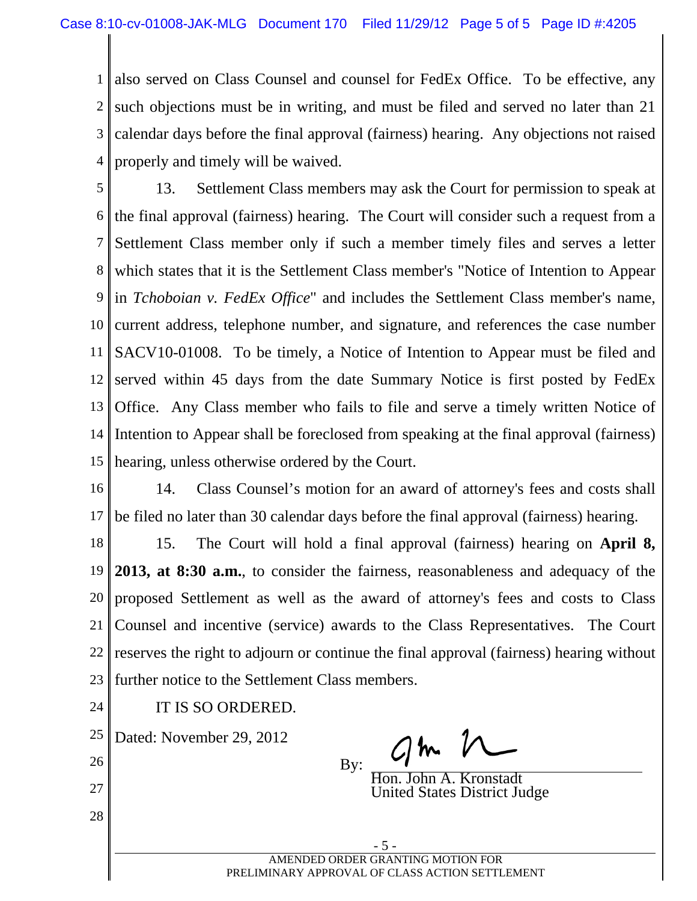also served on Class Counsel and counsel for FedEx Office. To be effective, any such objections must be in writing, and must be filed and served no later than 21 calendar days before the final approval (fairness) hearing. Any objections not raised properly and timely will be waived.

13. Settlement Class members may ask the Court for permission to speak at the final approval (fairness) hearing. The Court will consider such a request from a Settlement Class member only if such a member timely files and serves a letter which states that it is the Settlement Class member's "Notice of Intention to Appear in *Tchoboian v. FedEx Office*" and includes the Settlement Class member's name, current address, telephone number, and signature, and references the case number SACV10-01008. To be timely, a Notice of Intention to Appear must be filed and served within 45 days from the date Summary Notice is first posted by FedEx Office. Any Class member who fails to file and serve a timely written Notice of Intention to Appear shall be foreclosed from speaking at the final approval (fairness) hearing, unless otherwise ordered by the Court.

14. Class Counsel's motion for an award of attorney's fees and costs shall be filed no later than 30 calendar days before the final approval (fairness) hearing.

15. The Court will hold a final approval (fairness) hearing on **April 8, 2013, at 8:30 a.m.**, to consider the fairness, reasonableness and adequacy of the proposed Settlement as well as the award of attorney's fees and costs to Class Counsel and incentive (service) awards to the Class Representatives. The Court reserves the right to adjourn or continue the final approval (fairness) hearing without further notice to the Settlement Class members.

IT IS SO ORDERED.

Dated: November 29, 2012

By: ______________________________
Hon. John A. Kronstadt
United States District Judge

AMENDED ORDER GRANTING MOTION FOR PRELIMINARY APPROVAL OF CLASS ACTION SETTLEMENT